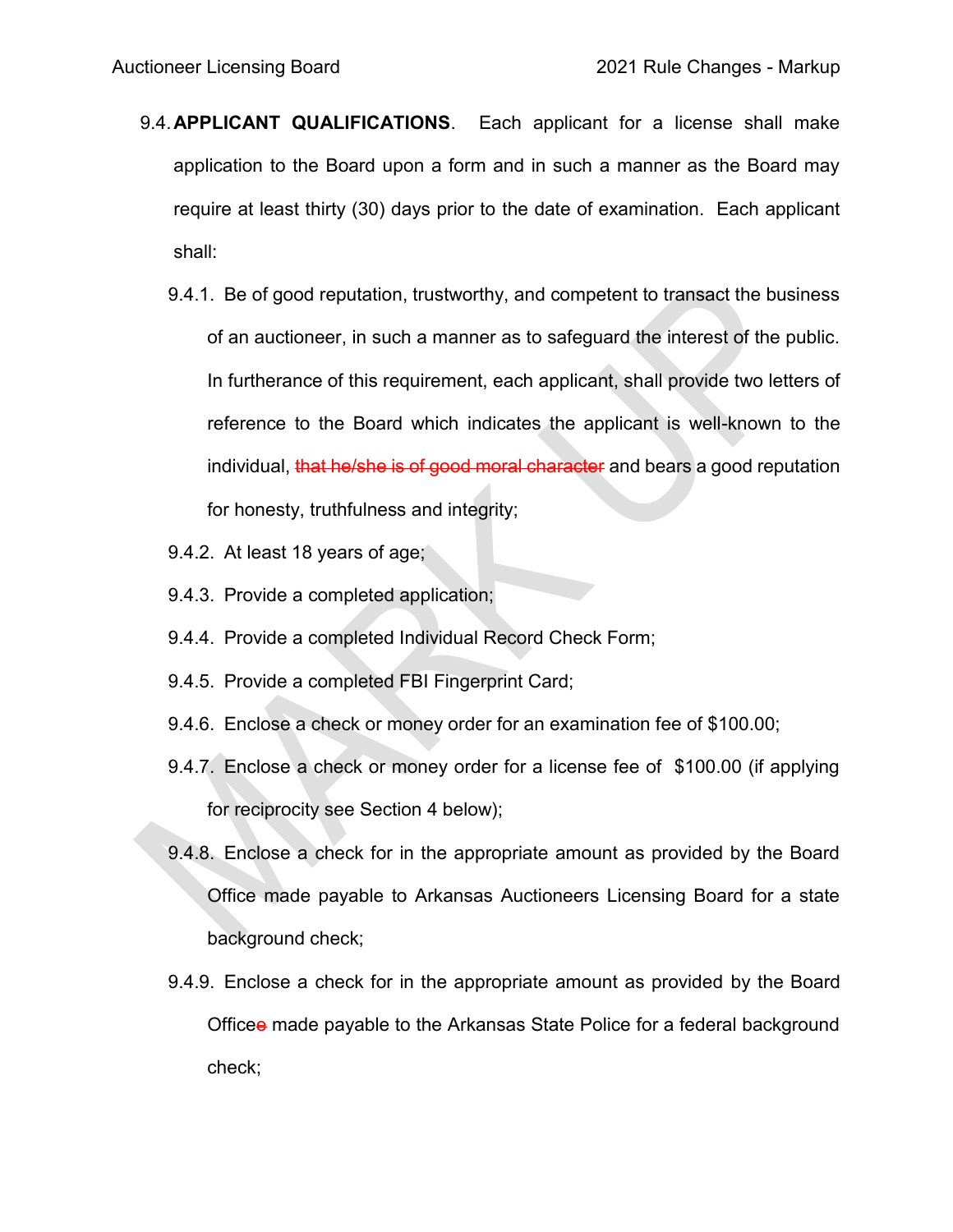9.4. **APPLICANT QUALIFICATIONS**. Each applicant for a license shall make application to the Board upon a form and in such a manner as the Board may require at least thirty (30) days prior to the date of examination. Each applicant shall:

9.4.1. Be of good reputation, trustworthy, and competent to transact the business of an auctioneer, in such a manner as to safeguard the interest of the public. In furtherance of this requirement, each applicant, shall provide two letters of reference to the Board which indicates the applicant is well-known to the individual, ~~that he/she is of good moral character~~ and bears a good reputation for honesty, truthfulness and integrity;

9.4.2. At least 18 years of age;

9.4.3. Provide a completed application;

9.4.4. Provide a completed Individual Record Check Form;

9.4.5. Provide a completed FBI Fingerprint Card;

9.4.6. Enclose a check or money order for an examination fee of $100.00;

9.4.7. Enclose a check or money order for a license fee of $100.00 (if applying for reciprocity see Section 4 below);

9.4.8. Enclose a check for in the appropriate amount as provided by the Board Office made payable to Arkansas Auctioneers Licensing Board for a state background check;

9.4.9. Enclose a check for in the appropriate amount as provided by the Board Office~~e~~ made payable to the Arkansas State Police for a federal background check;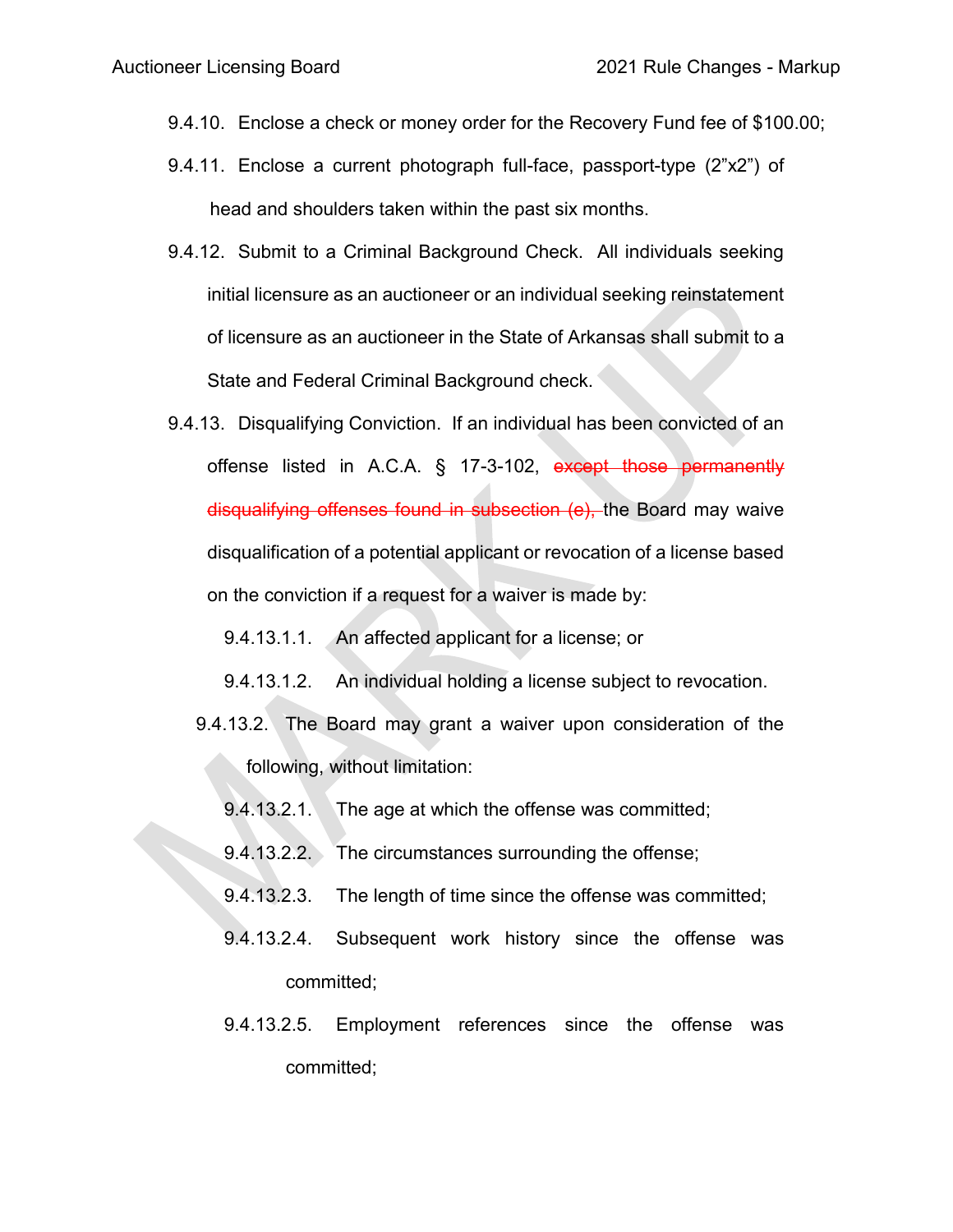9.4.10. Enclose a check or money order for the Recovery Fund fee of $100.00;

9.4.11. Enclose a current photograph full-face, passport-type (2”x2”) of head and shoulders taken within the past six months.

9.4.12. Submit to a Criminal Background Check. All individuals seeking initial licensure as an auctioneer or an individual seeking reinstatement of licensure as an auctioneer in the State of Arkansas shall submit to a State and Federal Criminal Background check.

9.4.13. Disqualifying Conviction. If an individual has been convicted of an offense listed in A.C.A. § 17-3-102, ~~except those permanently disqualifying offenses found in subsection (e),~~ the Board may waive disqualification of a potential applicant or revocation of a license based on the conviction if a request for a waiver is made by:

9.4.13.1.1. An affected applicant for a license; or

9.4.13.1.2. An individual holding a license subject to revocation.

9.4.13.2. The Board may grant a waiver upon consideration of the following, without limitation:

9.4.13.2.1. The age at which the offense was committed;

9.4.13.2.2. The circumstances surrounding the offense;

9.4.13.2.3. The length of time since the offense was committed;

9.4.13.2.4. Subsequent work history since the offense was committed;

9.4.13.2.5. Employment references since the offense was committed;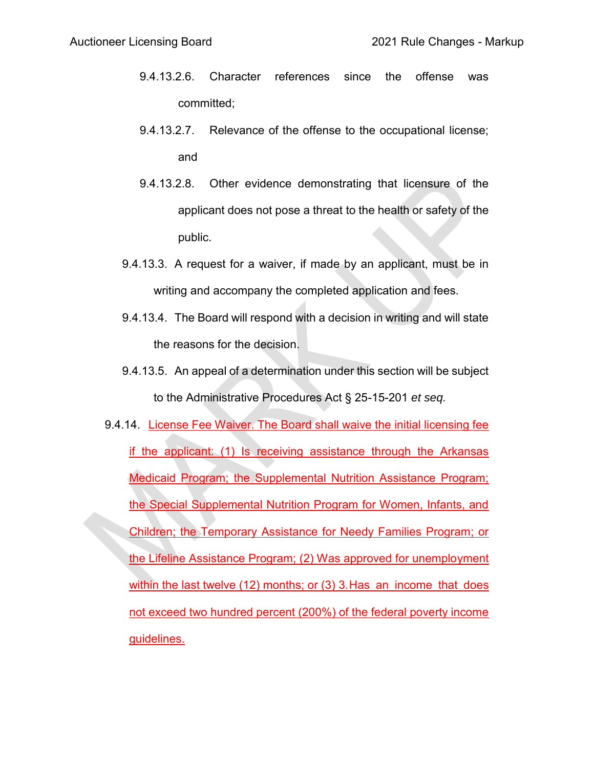9.4.13.2.6. Character references since the offense was committed;

9.4.13.2.7. Relevance of the offense to the occupational license; and

9.4.13.2.8. Other evidence demonstrating that licensure of the applicant does not pose a threat to the health or safety of the public.

9.4.13.3. A request for a waiver, if made by an applicant, must be in writing and accompany the completed application and fees.

9.4.13.4. The Board will respond with a decision in writing and will state the reasons for the decision.

9.4.13.5. An appeal of a determination under this section will be subject to the Administrative Procedures Act § 25-15-201 *et seq.*

9.4.14. License Fee Waiver. The Board shall waive the initial licensing fee if the applicant: (1) Is receiving assistance through the Arkansas Medicaid Program; the Supplemental Nutrition Assistance Program; the Special Supplemental Nutrition Program for Women, Infants, and Children; the Temporary Assistance for Needy Families Program; or the Lifeline Assistance Program; (2) Was approved for unemployment within the last twelve (12) months; or (3) 3. Has an income that does not exceed two hundred percent (200%) of the federal poverty income guidelines.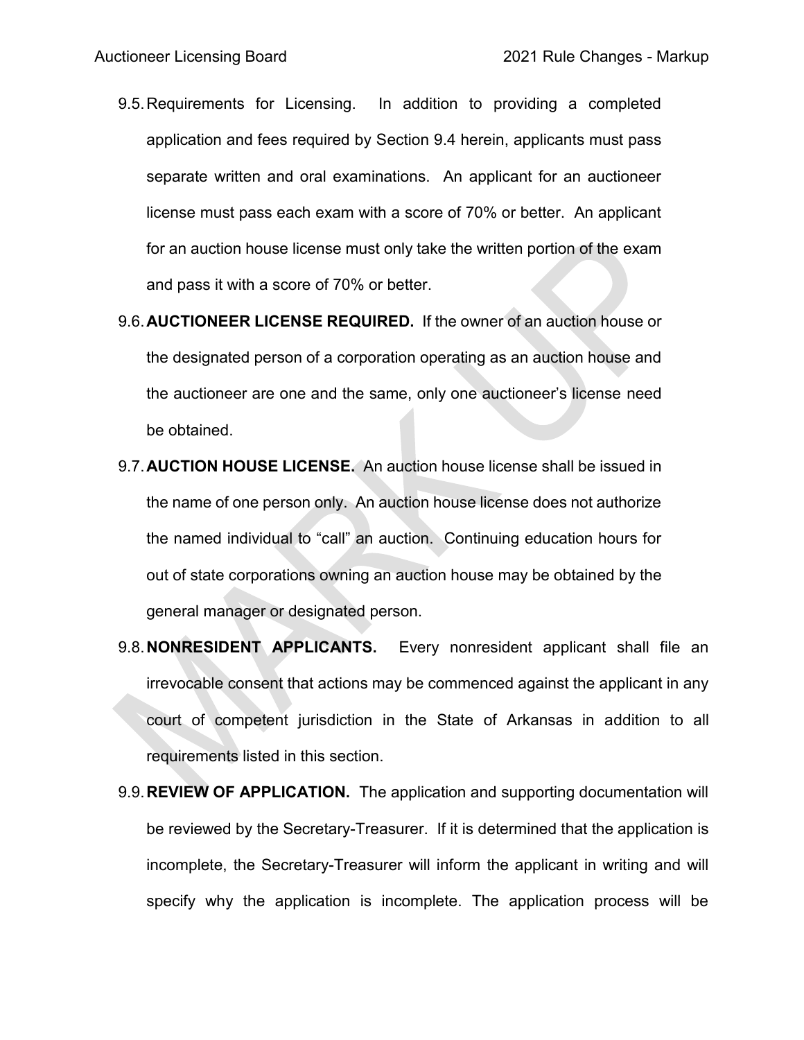9.5. Requirements for Licensing. In addition to providing a completed application and fees required by Section 9.4 herein, applicants must pass separate written and oral examinations. An applicant for an auctioneer license must pass each exam with a score of 70% or better. An applicant for an auction house license must only take the written portion of the exam and pass it with a score of 70% or better.

9.6. **AUCTIONEER LICENSE REQUIRED.** If the owner of an auction house or the designated person of a corporation operating as an auction house and the auctioneer are one and the same, only one auctioneer's license need be obtained.

9.7. **AUCTION HOUSE LICENSE.** An auction house license shall be issued in the name of one person only. An auction house license does not authorize the named individual to "call" an auction. Continuing education hours for out of state corporations owning an auction house may be obtained by the general manager or designated person.

9.8. **NONRESIDENT APPLICANTS.** Every nonresident applicant shall file an irrevocable consent that actions may be commenced against the applicant in any court of competent jurisdiction in the State of Arkansas in addition to all requirements listed in this section.

9.9. **REVIEW OF APPLICATION.** The application and supporting documentation will be reviewed by the Secretary-Treasurer. If it is determined that the application is incomplete, the Secretary-Treasurer will inform the applicant in writing and will specify why the application is incomplete. The application process will be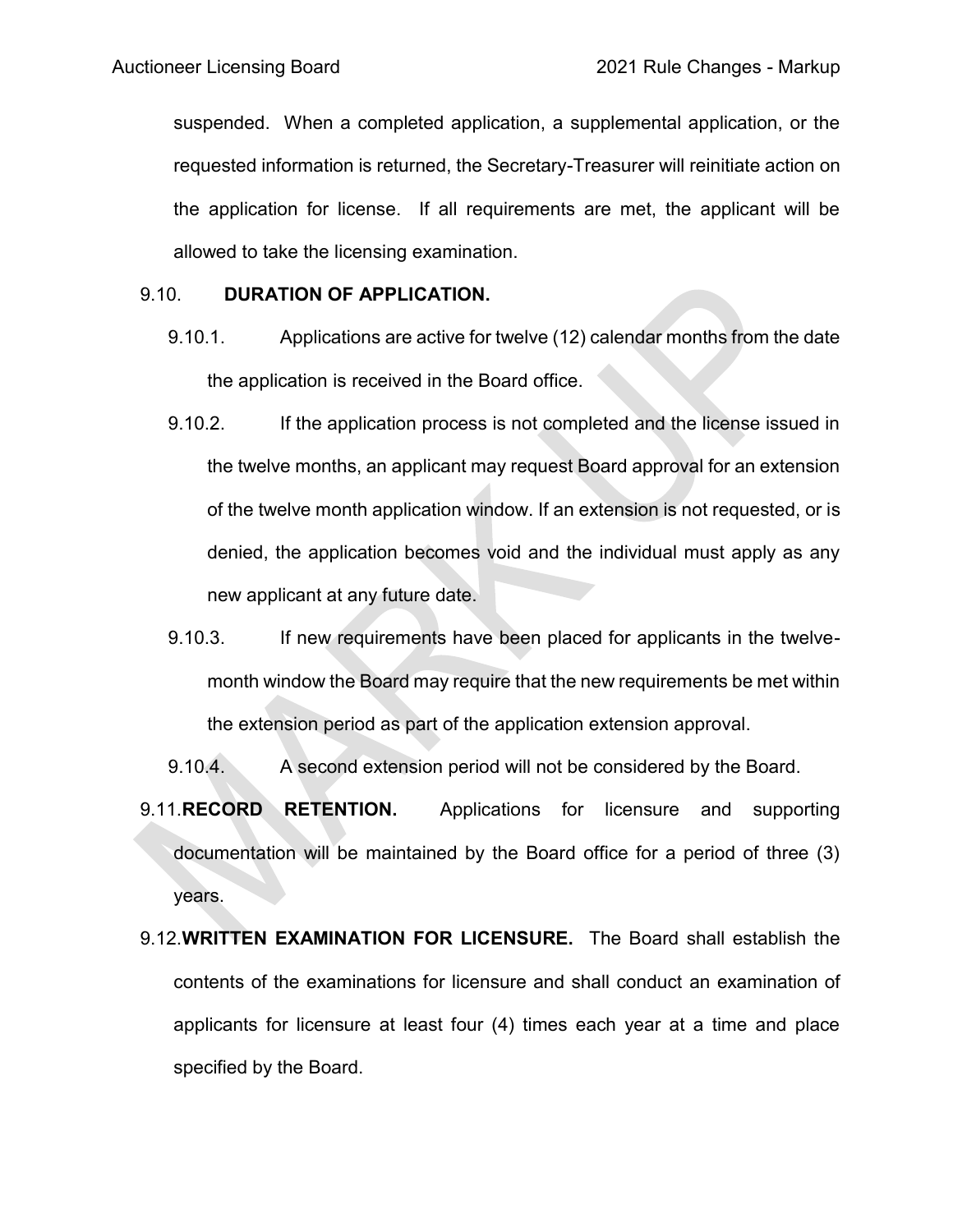suspended. When a completed application, a supplemental application, or the requested information is returned, the Secretary-Treasurer will reinitiate action on the application for license. If all requirements are met, the applicant will be allowed to take the licensing examination.

9.10. **DURATION OF APPLICATION.**

9.10.1. Applications are active for twelve (12) calendar months from the date the application is received in the Board office.

9.10.2. If the application process is not completed and the license issued in the twelve months, an applicant may request Board approval for an extension of the twelve month application window. If an extension is not requested, or is denied, the application becomes void and the individual must apply as any new applicant at any future date.

9.10.3. If new requirements have been placed for applicants in the twelve-month window the Board may require that the new requirements be met within the extension period as part of the application extension approval.

9.10.4. A second extension period will not be considered by the Board.

9.11. **RECORD RETENTION.** Applications for licensure and supporting documentation will be maintained by the Board office for a period of three (3) years.

9.12. **WRITTEN EXAMINATION FOR LICENSURE.** The Board shall establish the contents of the examinations for licensure and shall conduct an examination of applicants for licensure at least four (4) times each year at a time and place specified by the Board.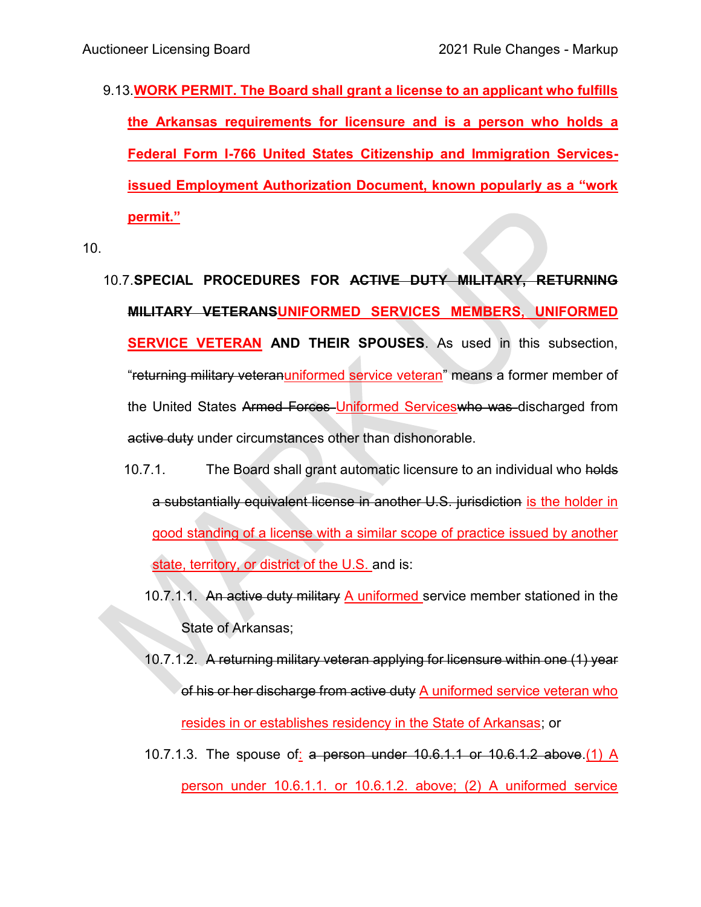9.13. **WORK PERMIT. The Board shall grant a license to an applicant who fulfills the Arkansas requirements for licensure and is a person who holds a Federal Form I-766 United States Citizenship and Immigration Services-issued Employment Authorization Document, known popularly as a "work permit."**

10.

10.7. **SPECIAL PROCEDURES FOR ~~ACTIVE DUTY MILITARY, RETURNING MILITARY VETERANS~~UNIFORMED SERVICES MEMBERS, UNIFORMED SERVICE VETERAN AND THEIR SPOUSES**. As used in this subsection, "~~returning military veteran~~uniformed service veteran" means a former member of the United States ~~Armed Forces~~ Uniformed Services~~who was~~ discharged from ~~active duty~~ under circumstances other than dishonorable.

10.7.1. The Board shall grant automatic licensure to an individual who ~~holds a substantially equivalent license in another U.S. jurisdiction~~ is the holder in good standing of a license with a similar scope of practice issued by another state, territory, or district of the U.S. and is:

10.7.1.1. ~~An active duty military~~ A uniformed service member stationed in the State of Arkansas;

10.7.1.2. ~~A returning military veteran applying for licensure within one (1) year of his or her discharge from active duty~~ A uniformed service veteran who resides in or establishes residency in the State of Arkansas; or

10.7.1.3. The spouse of: ~~a person under 10.6.1.1 or 10.6.1.2 above.~~(1) A person under 10.6.1.1. or 10.6.1.2. above; (2) A uniformed service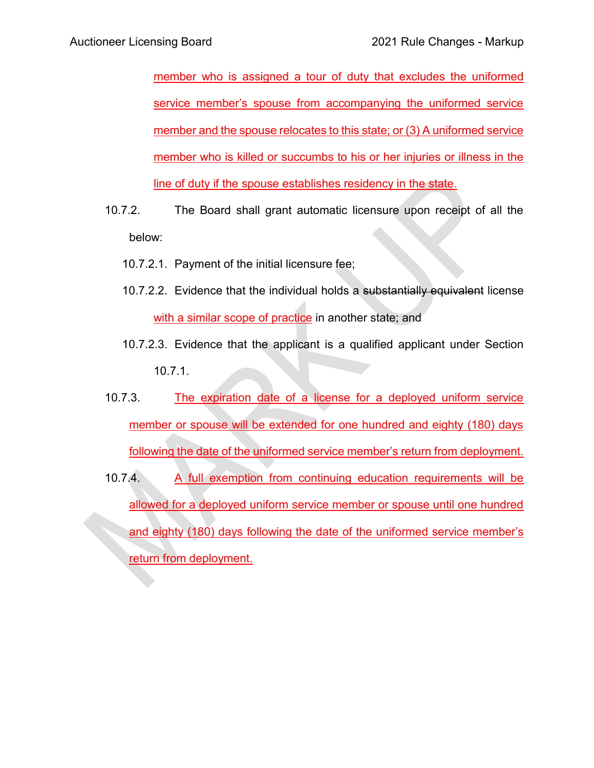member who is assigned a tour of duty that excludes the uniformed service member's spouse from accompanying the uniformed service member and the spouse relocates to this state; or (3) A uniformed service member who is killed or succumbs to his or her injuries or illness in the line of duty if the spouse establishes residency in the state.

10.7.2. The Board shall grant automatic licensure upon receipt of all the below:

10.7.2.1. Payment of the initial licensure fee;

10.7.2.2. Evidence that the individual holds a ~~substantially equivalent~~ license with a similar scope of practice in another state; and

10.7.2.3. Evidence that the applicant is a qualified applicant under Section 10.7.1.

10.7.3. The expiration date of a license for a deployed uniform service member or spouse will be extended for one hundred and eighty (180) days following the date of the uniformed service member's return from deployment.

10.7.4. A full exemption from continuing education requirements will be allowed for a deployed uniform service member or spouse until one hundred and eighty (180) days following the date of the uniformed service member's return from deployment.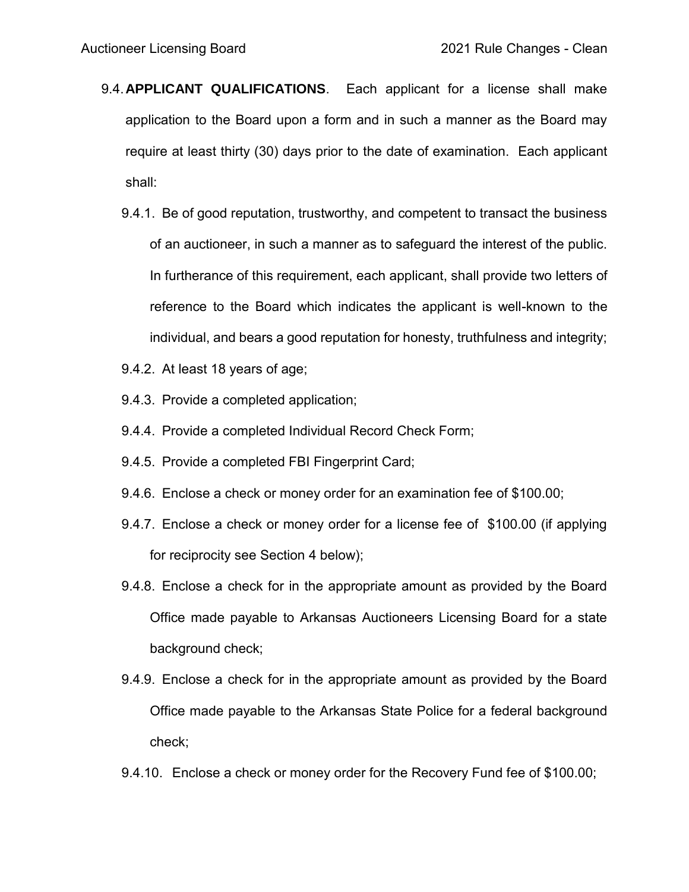9.4. **APPLICANT QUALIFICATIONS**. Each applicant for a license shall make application to the Board upon a form and in such a manner as the Board may require at least thirty (30) days prior to the date of examination. Each applicant shall:

9.4.1. Be of good reputation, trustworthy, and competent to transact the business of an auctioneer, in such a manner as to safeguard the interest of the public. In furtherance of this requirement, each applicant, shall provide two letters of reference to the Board which indicates the applicant is well-known to the individual, and bears a good reputation for honesty, truthfulness and integrity;

9.4.2. At least 18 years of age;

9.4.3. Provide a completed application;

9.4.4. Provide a completed Individual Record Check Form;

9.4.5. Provide a completed FBI Fingerprint Card;

9.4.6. Enclose a check or money order for an examination fee of $100.00;

9.4.7. Enclose a check or money order for a license fee of $100.00 (if applying for reciprocity see Section 4 below);

9.4.8. Enclose a check for in the appropriate amount as provided by the Board Office made payable to Arkansas Auctioneers Licensing Board for a state background check;

9.4.9. Enclose a check for in the appropriate amount as provided by the Board Office made payable to the Arkansas State Police for a federal background check;

9.4.10. Enclose a check or money order for the Recovery Fund fee of $100.00;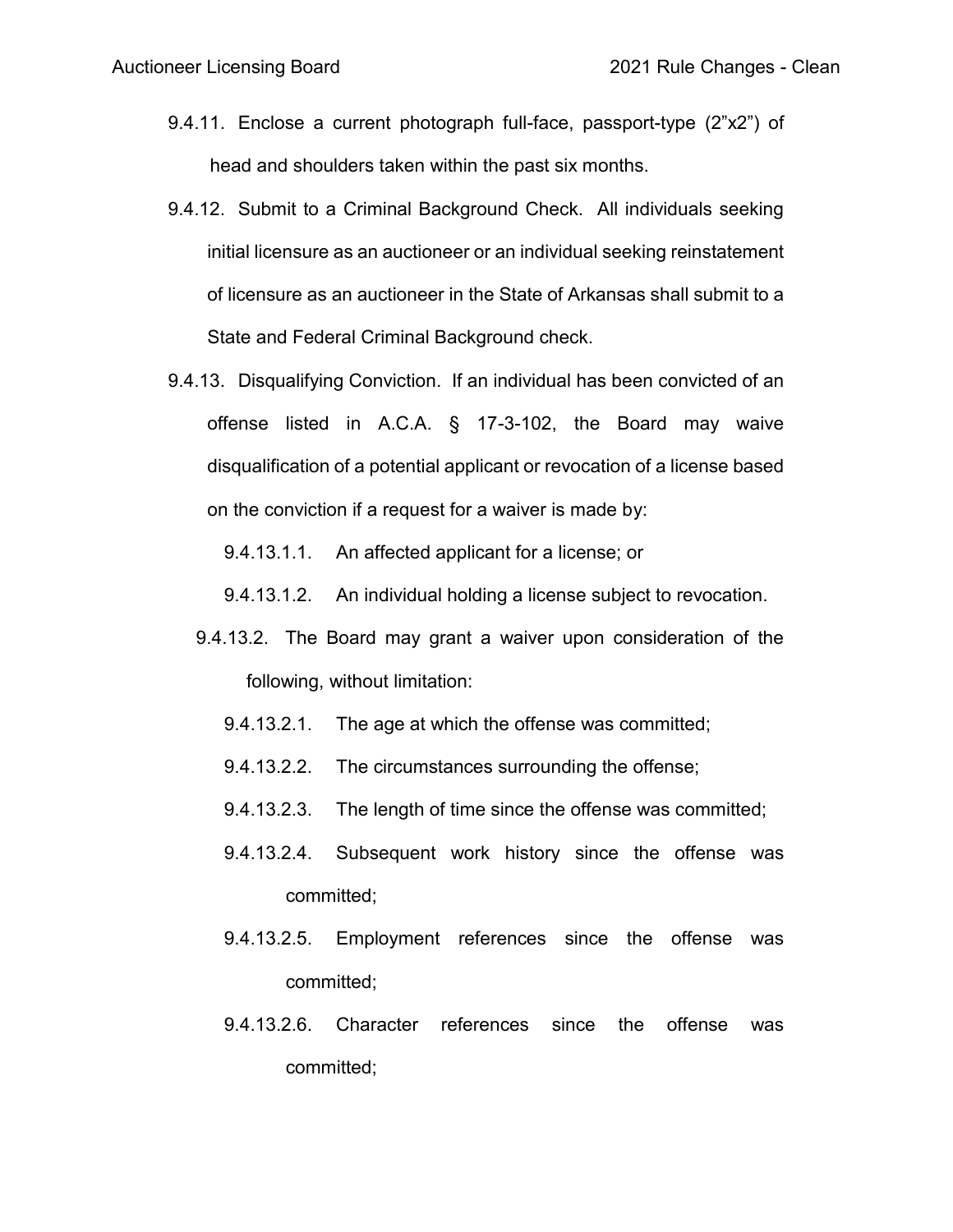9.4.11. Enclose a current photograph full-face, passport-type (2”x2”) of head and shoulders taken within the past six months.

9.4.12. Submit to a Criminal Background Check. All individuals seeking initial licensure as an auctioneer or an individual seeking reinstatement of licensure as an auctioneer in the State of Arkansas shall submit to a State and Federal Criminal Background check.

9.4.13. Disqualifying Conviction. If an individual has been convicted of an offense listed in A.C.A. § 17-3-102, the Board may waive disqualification of a potential applicant or revocation of a license based on the conviction if a request for a waiver is made by:

- 9.4.13.1.1. An affected applicant for a license; or
- 9.4.13.1.2. An individual holding a license subject to revocation.

9.4.13.2. The Board may grant a waiver upon consideration of the following, without limitation:

- 9.4.13.2.1. The age at which the offense was committed;
- 9.4.13.2.2. The circumstances surrounding the offense;
- 9.4.13.2.3. The length of time since the offense was committed;
- 9.4.13.2.4. Subsequent work history since the offense was committed;
- 9.4.13.2.5. Employment references since the offense was committed;
- 9.4.13.2.6. Character references since the offense was committed;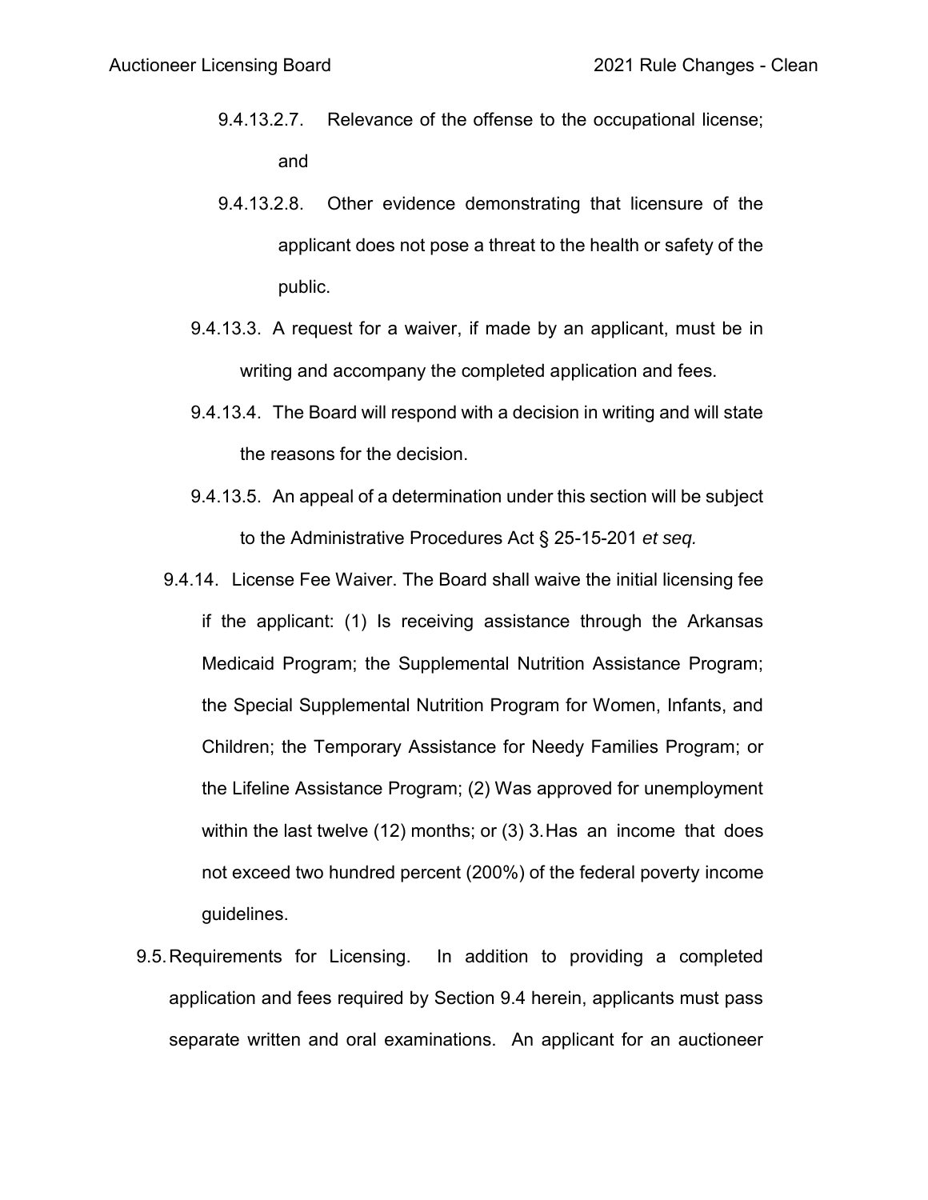9.4.13.2.7. Relevance of the offense to the occupational license; and

9.4.13.2.8. Other evidence demonstrating that licensure of the applicant does not pose a threat to the health or safety of the public.

9.4.13.3. A request for a waiver, if made by an applicant, must be in writing and accompany the completed application and fees.

9.4.13.4. The Board will respond with a decision in writing and will state the reasons for the decision.

9.4.13.5. An appeal of a determination under this section will be subject to the Administrative Procedures Act § 25-15-201 *et seq.*

9.4.14. License Fee Waiver. The Board shall waive the initial licensing fee if the applicant: (1) Is receiving assistance through the Arkansas Medicaid Program; the Supplemental Nutrition Assistance Program; the Special Supplemental Nutrition Program for Women, Infants, and Children; the Temporary Assistance for Needy Families Program; or the Lifeline Assistance Program; (2) Was approved for unemployment within the last twelve (12) months; or (3) 3. Has an income that does not exceed two hundred percent (200%) of the federal poverty income guidelines.

9.5. Requirements for Licensing. In addition to providing a completed application and fees required by Section 9.4 herein, applicants must pass separate written and oral examinations. An applicant for an auctioneer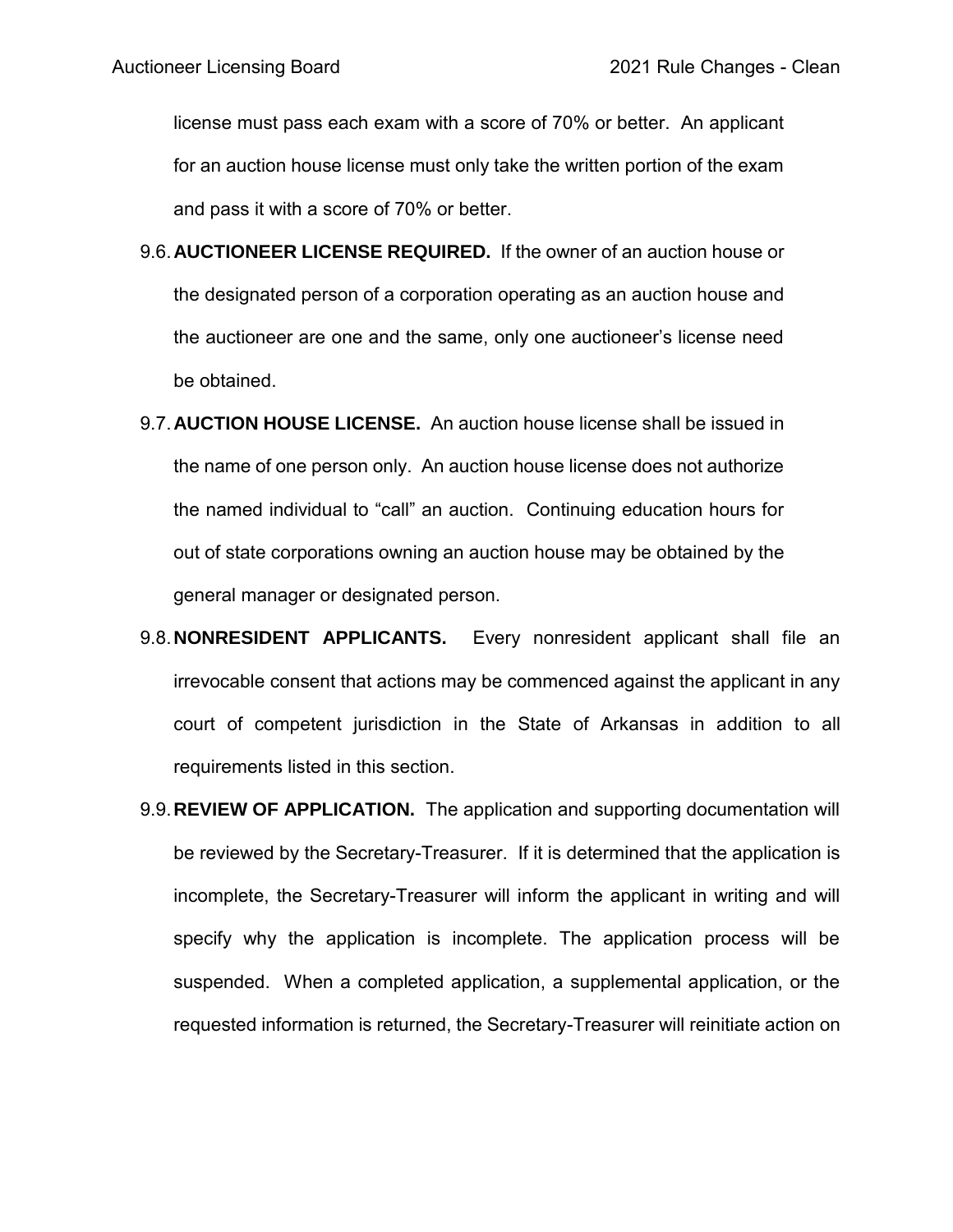license must pass each exam with a score of 70% or better. An applicant for an auction house license must only take the written portion of the exam and pass it with a score of 70% or better.

9.6. **AUCTIONEER LICENSE REQUIRED.** If the owner of an auction house or the designated person of a corporation operating as an auction house and the auctioneer are one and the same, only one auctioneer's license need be obtained.

9.7. **AUCTION HOUSE LICENSE.** An auction house license shall be issued in the name of one person only. An auction house license does not authorize the named individual to "call" an auction. Continuing education hours for out of state corporations owning an auction house may be obtained by the general manager or designated person.

9.8. **NONRESIDENT APPLICANTS.** Every nonresident applicant shall file an irrevocable consent that actions may be commenced against the applicant in any court of competent jurisdiction in the State of Arkansas in addition to all requirements listed in this section.

9.9. **REVIEW OF APPLICATION.** The application and supporting documentation will be reviewed by the Secretary-Treasurer. If it is determined that the application is incomplete, the Secretary-Treasurer will inform the applicant in writing and will specify why the application is incomplete. The application process will be suspended. When a completed application, a supplemental application, or the requested information is returned, the Secretary-Treasurer will reinitiate action on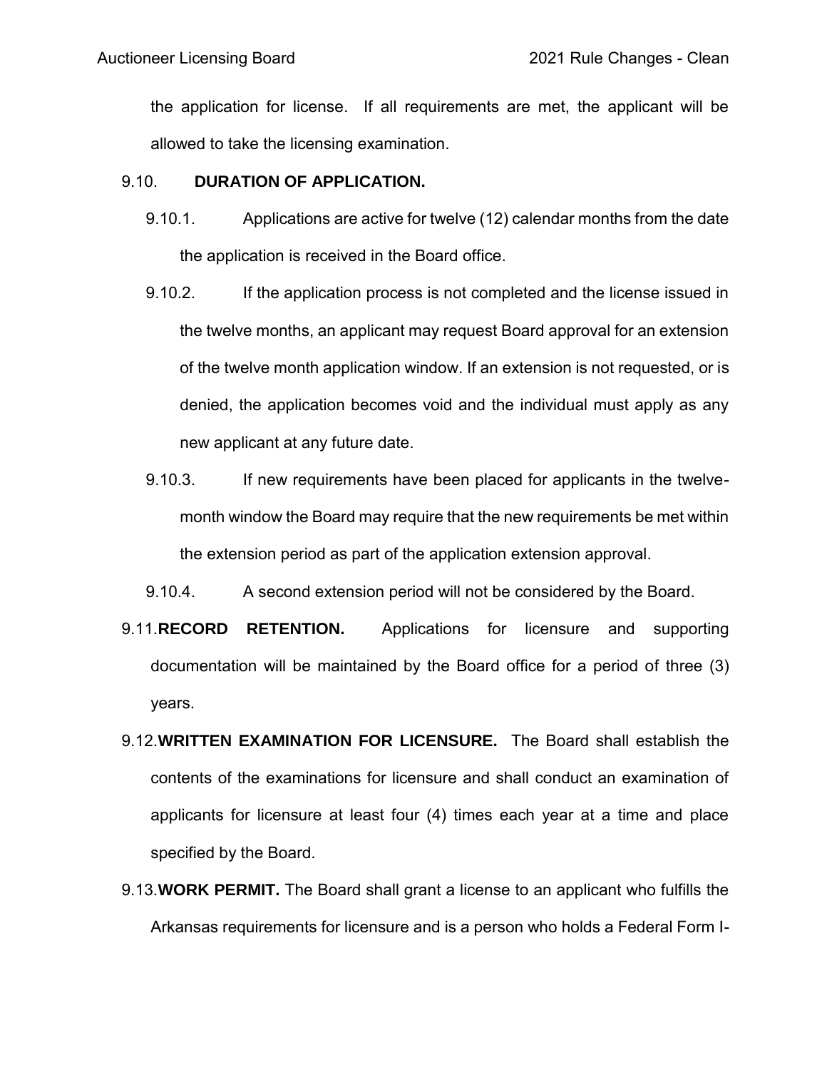the application for license. If all requirements are met, the applicant will be allowed to take the licensing examination.

9.10. **DURATION OF APPLICATION.**

9.10.1. Applications are active for twelve (12) calendar months from the date the application is received in the Board office.

9.10.2. If the application process is not completed and the license issued in the twelve months, an applicant may request Board approval for an extension of the twelve month application window. If an extension is not requested, or is denied, the application becomes void and the individual must apply as any new applicant at any future date.

9.10.3. If new requirements have been placed for applicants in the twelve-month window the Board may require that the new requirements be met within the extension period as part of the application extension approval.

9.10.4. A second extension period will not be considered by the Board.

9.11. **RECORD RETENTION.** Applications for licensure and supporting documentation will be maintained by the Board office for a period of three (3) years.

9.12. **WRITTEN EXAMINATION FOR LICENSURE.** The Board shall establish the contents of the examinations for licensure and shall conduct an examination of applicants for licensure at least four (4) times each year at a time and place specified by the Board.

9.13. **WORK PERMIT.** The Board shall grant a license to an applicant who fulfills the Arkansas requirements for licensure and is a person who holds a Federal Form I-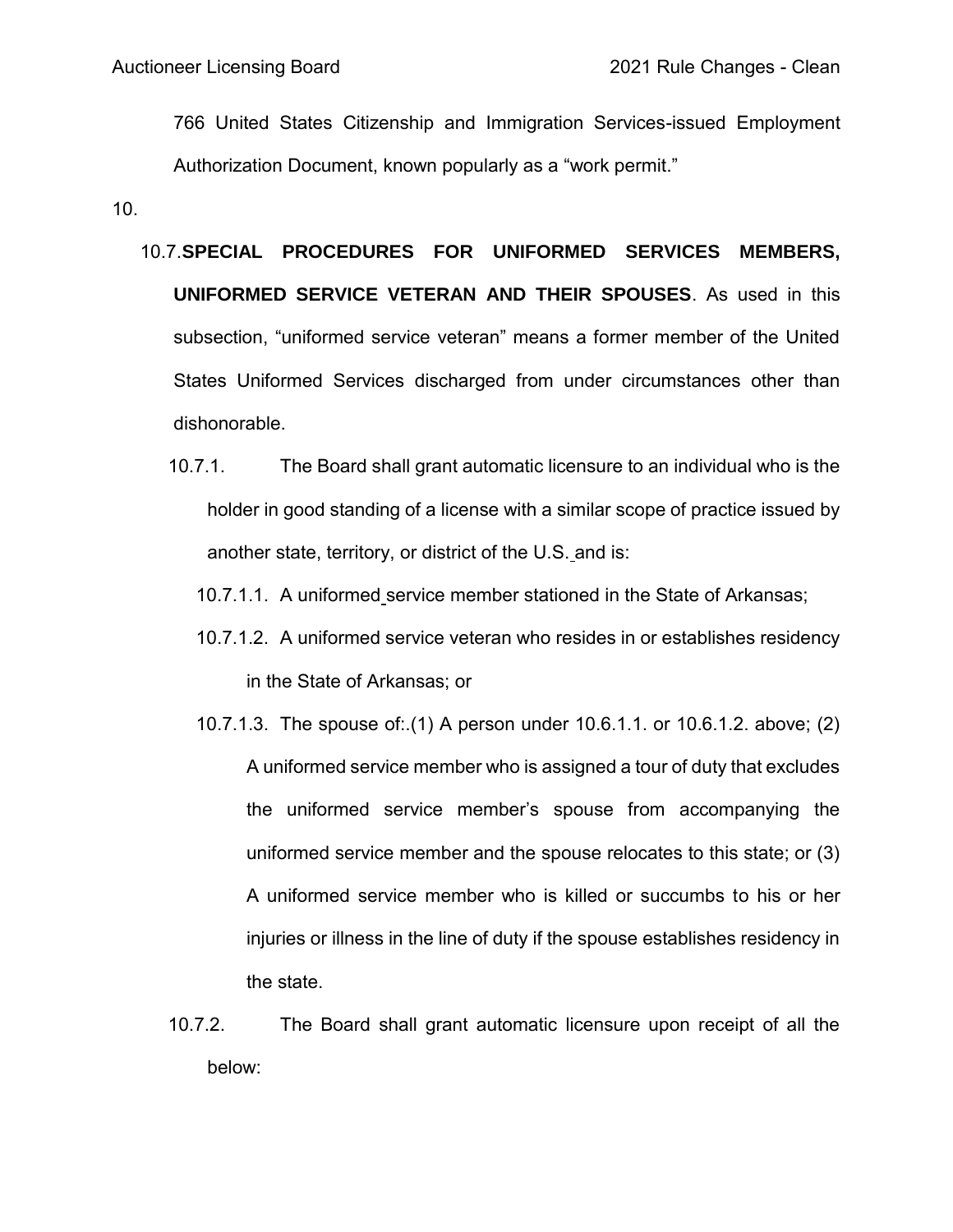766 United States Citizenship and Immigration Services-issued Employment Authorization Document, known popularly as a "work permit."

10.

10.7. **SPECIAL PROCEDURES FOR UNIFORMED SERVICES MEMBERS, UNIFORMED SERVICE VETERAN AND THEIR SPOUSES**. As used in this subsection, "uniformed service veteran" means a former member of the United States Uniformed Services discharged from under circumstances other than dishonorable.

10.7.1. The Board shall grant automatic licensure to an individual who is the holder in good standing of a license with a similar scope of practice issued by another state, territory, or district of the U.S. and is:

10.7.1.1. A uniformed service member stationed in the State of Arkansas;

10.7.1.2. A uniformed service veteran who resides in or establishes residency in the State of Arkansas; or

10.7.1.3. The spouse of:.(1) A person under 10.6.1.1. or 10.6.1.2. above; (2) A uniformed service member who is assigned a tour of duty that excludes the uniformed service member's spouse from accompanying the uniformed service member and the spouse relocates to this state; or (3) A uniformed service member who is killed or succumbs to his or her injuries or illness in the line of duty if the spouse establishes residency in the state.

10.7.2. The Board shall grant automatic licensure upon receipt of all the below: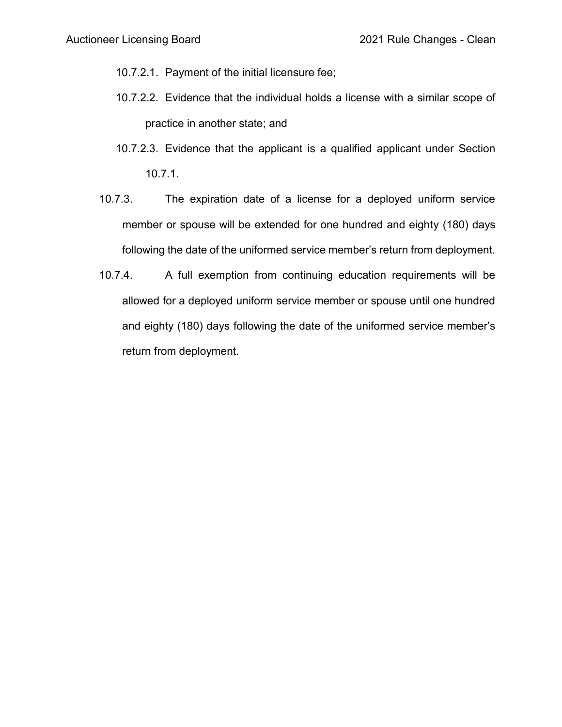10.7.2.1. Payment of the initial licensure fee;

10.7.2.2. Evidence that the individual holds a license with a similar scope of practice in another state; and

10.7.2.3. Evidence that the applicant is a qualified applicant under Section 10.7.1.

10.7.3. The expiration date of a license for a deployed uniform service member or spouse will be extended for one hundred and eighty (180) days following the date of the uniformed service member’s return from deployment.

10.7.4. A full exemption from continuing education requirements will be allowed for a deployed uniform service member or spouse until one hundred and eighty (180) days following the date of the uniformed service member’s return from deployment.